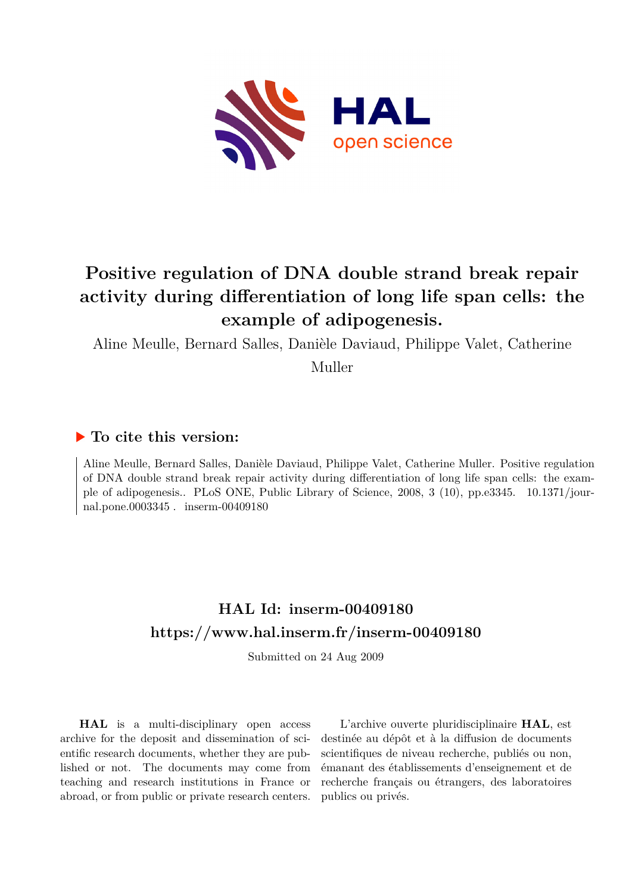# Positive regulation of DNA double strand break repair activity during differentiation of long life span cells: the example of adipogenesis.

Aline Meulle, Bernard Salles, Danièle Daviaud, Philippe Valet, Catherine Muller

## ▶ To cite this version:

Aline Meulle, Bernard Salles, Danièle Daviaud, Philippe Valet, Catherine Muller. Positive regulation of DNA double strand break repair activity during differentiation of long life span cells: the example of adipogenesis.. PLoS ONE, Public Library of Science, 2008, 3 (10), pp.e3345. 10.1371/journal.pone.0003345. inserm-00409180

## HAL Id: inserm-00409180

## https://www.hal.inserm.fr/inserm-00409180

Submitted on 24 Aug 2009

**HAL** is a multi-disciplinary open access archive for the deposit and dissemination of scientific research documents, whether they are published or not. The documents may come from teaching and research institutions in France or abroad, or from public or private research centers.

L'archive ouverte pluridisciplinaire **HAL**, est destinée au dépôt et à la diffusion de documents scientifiques de niveau recherche, publiés ou non, émanant des établissements d'enseignement et de recherche français ou étrangers, des laboratoires publics ou privés.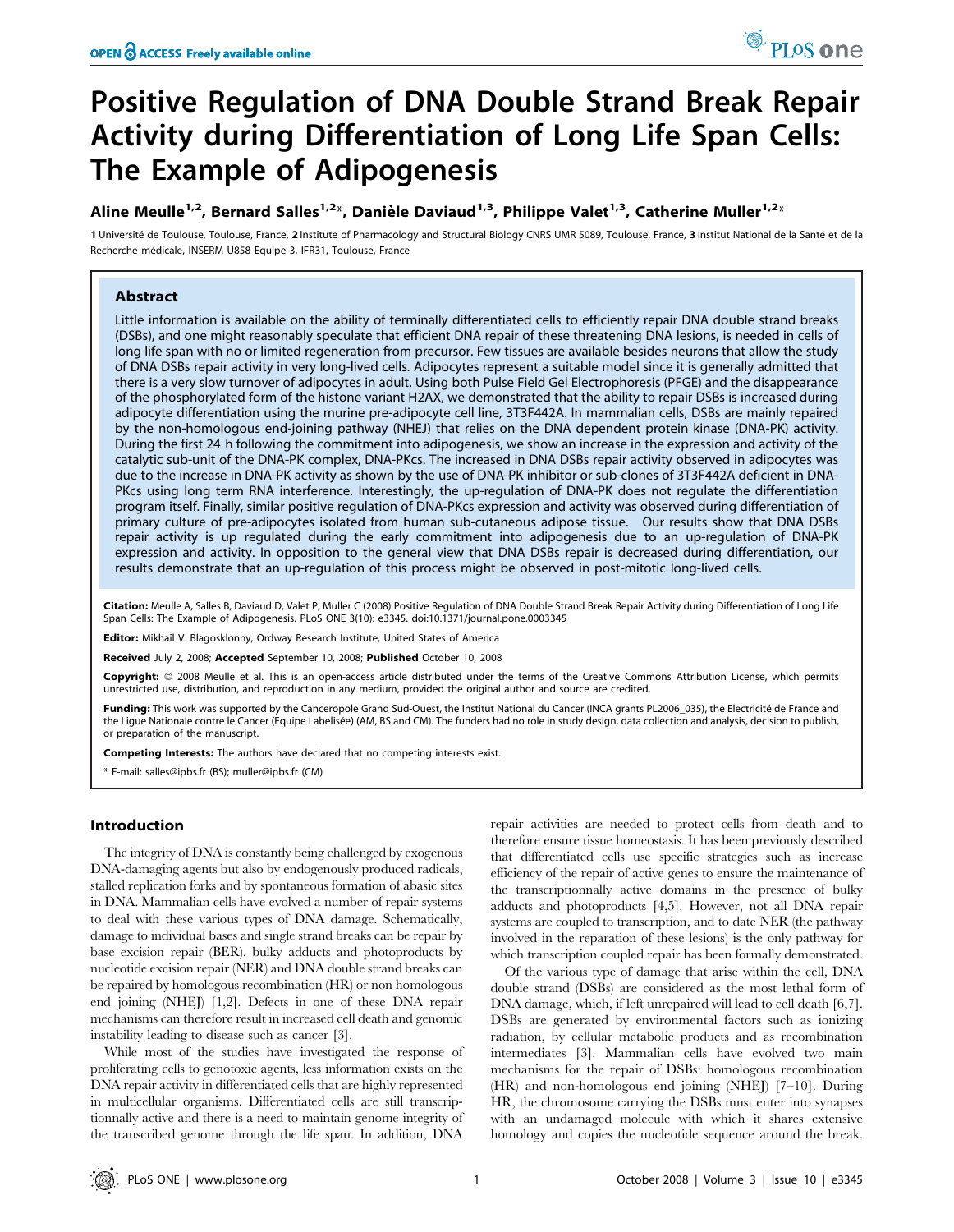# Positive Regulation of DNA Double Strand Break Repair Activity during Differentiation of Long Life Span Cells: The Example of Adipogenesis

**Aline Meulle[1,2], Bernard Salles[1,2]*, Danièle Daviaud[1,3], Philippe Valet[1,3], Catherine Muller[1,2]***

**1** Université de Toulouse, Toulouse, France, **2** Institute of Pharmacology and Structural Biology CNRS UMR 5089, Toulouse, France, **3** Institut National de la Santé et de la Recherche médicale, INSERM U858 Equipe 3, IFR31, Toulouse, France

## Abstract

Little information is available on the ability of terminally differentiated cells to efficiently repair DNA double strand breaks (DSBs), and one might reasonably speculate that efficient DNA repair of these threatening DNA lesions, is needed in cells of long life span with no or limited regeneration from precursor. Few tissues are available besides neurons that allow the study of DNA DSBs repair activity in very long-lived cells. Adipocytes represent a suitable model since it is generally admitted that there is a very slow turnover of adipocytes in adult. Using both Pulse Field Gel Electrophoresis (PFGE) and the disappearance of the phosphorylated form of the histone variant H2AX, we demonstrated that the ability to repair DSBs is increased during adipocyte differentiation using the murine pre-adipocyte cell line, 3T3F442A. In mammalian cells, DSBs are mainly repaired by the non-homologous end-joining pathway (NHEJ) that relies on the DNA dependent protein kinase (DNA-PK) activity. During the first 24 h following the commitment into adipogenesis, we show an increase in the expression and activity of the catalytic sub-unit of the DNA-PK complex, DNA-PKcs. The increased in DNA DSBs repair activity observed in adipocytes was due to the increase in DNA-PK activity as shown by the use of DNA-PK inhibitor or sub-clones of 3T3F442A deficient in DNA-PKcs using long term RNA interference. Interestingly, the up-regulation of DNA-PK does not regulate the differentiation program itself. Finally, similar positive regulation of DNA-PKcs expression and activity was observed during differentiation of primary culture of pre-adipocytes isolated from human sub-cutaneous adipose tissue. Our results show that DNA DSBs repair activity is up regulated during the early commitment into adipogenesis due to an up-regulation of DNA-PK expression and activity. In opposition to the general view that DNA DSBs repair is decreased during differentiation, our results demonstrate that an up-regulation of this process might be observed in post-mitotic long-lived cells.

**Citation:** Meulle A, Salles B, Daviaud D, Valet P, Muller C (2008) Positive Regulation of DNA Double Strand Break Repair Activity during Differentiation of Long Life Span Cells: The Example of Adipogenesis. PLoS ONE 3(10): e3345. doi:10.1371/journal.pone.0003345

**Editor:** Mikhail V. Blagosklonny, Ordway Research Institute, United States of America

**Received** July 2, 2008; **Accepted** September 10, 2008; **Published** October 10, 2008

**Copyright:** © 2008 Meulle et al. This is an open-access article distributed under the terms of the Creative Commons Attribution License, which permits unrestricted use, distribution, and reproduction in any medium, provided the original author and source are credited.

**Funding:** This work was supported by the Canceropole Grand Sud-Ouest, the Institut National du Cancer (INCA grants PL2006_035), the Electricité de France and the Ligue Nationale contre le Cancer (Equipe Labelisée) (AM, BS and CM). The funders had no role in study design, data collection and analysis, decision to publish, or preparation of the manuscript.

**Competing Interests:** The authors have declared that no competing interests exist.

\* E-mail: salles@ipbs.fr (BS); muller@ipbs.fr (CM)

## Introduction

The integrity of DNA is constantly being challenged by exogenous DNA-damaging agents but also by endogenously produced radicals, stalled replication forks and by spontaneous formation of abasic sites in DNA. Mammalian cells have evolved a number of repair systems to deal with these various types of DNA damage. Schematically, damage to individual bases and single strand breaks can be repair by base excision repair (BER), bulky adducts and photoproducts by nucleotide excision repair (NER) and DNA double strand breaks can be repaired by homologous recombination (HR) or non homologous end joining (NHEJ) [1,2]. Defects in one of these DNA repair mechanisms can therefore result in increased cell death and genomic instability leading to disease such as cancer [3].

While most of the studies have investigated the response of proliferating cells to genotoxic agents, less information exists on the DNA repair activity in differentiated cells that are highly represented in multicellular organisms. Differentiated cells are still transcriptionnally active and there is a need to maintain genome integrity of the transcribed genome through the life span. In addition, DNA repair activities are needed to protect cells from death and to therefore ensure tissue homeostasis. It has been previously described that differentiated cells use specific strategies such as increase efficiency of the repair of active genes to ensure the maintenance of the transcriptionnally active domains in the presence of bulky adducts and photoproducts [4,5]. However, not all DNA repair systems are coupled to transcription, and to date NER (the pathway involved in the reparation of these lesions) is the only pathway for which transcription coupled repair has been formally demonstrated.

Of the various type of damage that arise within the cell, DNA double strand (DSBs) are considered as the most lethal form of DNA damage, which, if left unrepaired will lead to cell death [6,7]. DSBs are generated by environmental factors such as ionizing radiation, by cellular metabolic products and as recombination intermediates [3]. Mammalian cells have evolved two main mechanisms for the repair of DSBs: homologous recombination (HR) and non-homologous end joining (NHEJ) [7–10]. During HR, the chromosome carrying the DSBs must enter into synapses with an undamaged molecule with which it shares extensive homology and copies the nucleotide sequence around the break.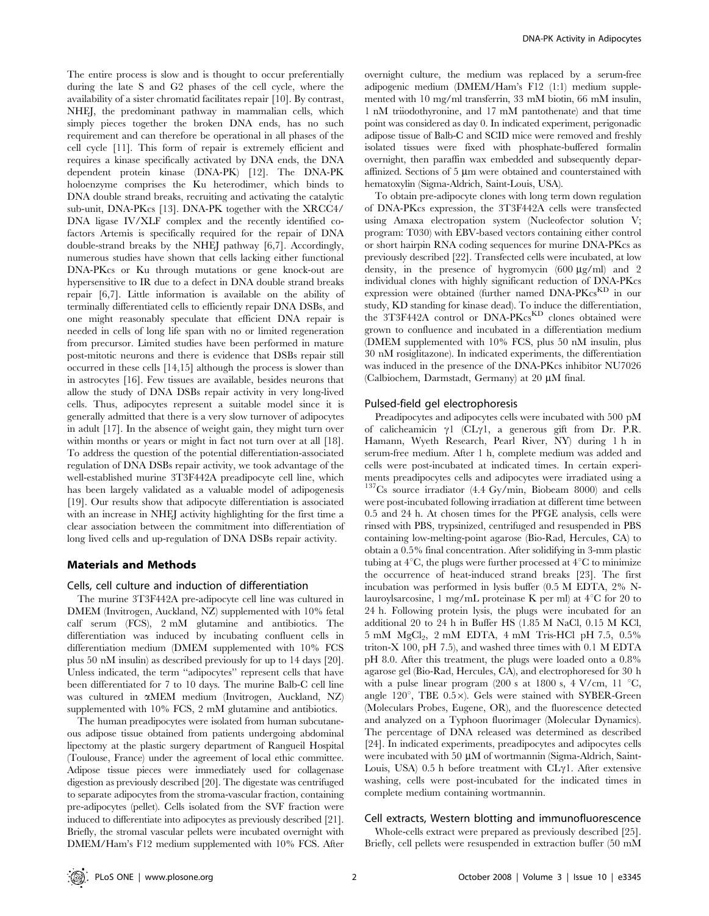The entire process is slow and is thought to occur preferentially during the late S and G2 phases of the cell cycle, where the availability of a sister chromatid facilitates repair [10]. By contrast, NHEJ, the predominant pathway in mammalian cells, which simply pieces together the broken DNA ends, has no such requirement and can therefore be operational in all phases of the cell cycle [11]. This form of repair is extremely efficient and requires a kinase specifically activated by DNA ends, the DNA dependent protein kinase (DNA-PK) [12]. The DNA-PK holoenzyme comprises the Ku heterodimer, which binds to DNA double strand breaks, recruiting and activating the catalytic sub-unit, DNA-PKcs [13]. DNA-PK together with the XRCC4/DNA ligase IV/XLF complex and the recently identified co-factors Artemis is specifically required for the repair of DNA double-strand breaks by the NHEJ pathway [6,7]. Accordingly, numerous studies have shown that cells lacking either functional DNA-PKcs or Ku through mutations or gene knock-out are hypersensitive to IR due to a defect in DNA double strand breaks repair [6,7]. Little information is available on the ability of terminally differentiated cells to efficiently repair DNA DSBs, and one might reasonably speculate that efficient DNA repair is needed in cells of long life span with no or limited regeneration from precursor. Limited studies have been performed in mature post-mitotic neurons and there is evidence that DSBs repair still occurred in these cells [14,15] although the process is slower than in astrocytes [16]. Few tissues are available, besides neurons that allow the study of DNA DSBs repair activity in very long-lived cells. Thus, adipocytes represent a suitable model since it is generally admitted that there is a very slow turnover of adipocytes in adult [17]. In the absence of weight gain, they might turn over within months or years or might in fact not turn over at all [18]. To address the question of the potential differentiation-associated regulation of DNA DSBs repair activity, we took advantage of the well-established murine 3T3F442A preadipocyte cell line, which has been largely validated as a valuable model of adipogenesis [19]. Our results show that adipocyte differentiation is associated with an increase in NHEJ activity highlighting for the first time a clear association between the commitment into differentiation of long lived cells and up-regulation of DNA DSBs repair activity.

## Materials and Methods

### Cells, cell culture and induction of differentiation

The murine 3T3F442A pre-adipocyte cell line was cultured in DMEM (Invitrogen, Auckland, NZ) supplemented with 10% fetal calf serum (FCS), 2 mM glutamine and antibiotics. The differentiation was induced by incubating confluent cells in differentiation medium (DMEM supplemented with 10% FCS plus 50 nM insulin) as described previously for up to 14 days [20]. Unless indicated, the term "adipocytes" represent cells that have been differentiated for 7 to 10 days. The murine Balb-C cell line was cultured in αMEM medium (Invitrogen, Auckland, NZ) supplemented with 10% FCS, 2 mM glutamine and antibiotics.

The human preadipocytes were isolated from human subcutaneous adipose tissue obtained from patients undergoing abdominal lipectomy at the plastic surgery department of Rangueil Hospital (Toulouse, France) under the agreement of local ethic committee. Adipose tissue pieces were immediately used for collagenase digestion as previously described [20]. The digestate was centrifuged to separate adipocytes from the stroma-vascular fraction, containing pre-adipocytes (pellet). Cells isolated from the SVF fraction were induced to differentiate into adipocytes as previously described [21]. Briefly, the stromal vascular pellets were incubated overnight with DMEM/Ham's F12 medium supplemented with 10% FCS. After overnight culture, the medium was replaced by a serum-free adipogenic medium (DMEM/Ham's F12 (1:1) medium supplemented with 10 mg/ml transferrin, 33 mM biotin, 66 mM insulin, 1 nM triiodothyronine, and 17 mM pantothenate) and that time point was considered as day 0. In indicated experiment, perigonadic adipose tissue of Balb-C and SCID mice were removed and freshly isolated tissues were fixed with phosphate-buffered formalin overnight, then paraffin wax embedded and subsequently deparaffinized. Sections of 5 µm were obtained and counterstained with hematoxylin (Sigma-Aldrich, Saint-Louis, USA).

To obtain pre-adipocyte clones with long term down regulation of DNA-PKcs expression, the 3T3F442A cells were transfected using Amaxa electropation system (Nucleofector solution V; program: T030) with EBV-based vectors containing either control or short hairpin RNA coding sequences for murine DNA-PKcs as previously described [22]. Transfected cells were incubated, at low density, in the presence of hygromycin (600 µg/ml) and 2 individual clones with highly significant reduction of DNA-PKcs expression were obtained (further named DNA-PKcs$^{KD}$ in our study, KD standing for kinase dead). To induce the differentiation, the 3T3F442A control or DNA-PKcs$^{KD}$ clones obtained were grown to confluence and incubated in a differentiation medium (DMEM supplemented with 10% FCS, plus 50 nM insulin, plus 30 nM rosiglitazone). In indicated experiments, the differentiation was induced in the presence of the DNA-PKcs inhibitor NU7026 (Calbiochem, Darmstadt, Germany) at 20 µM final.

### Pulsed-field gel electrophoresis

Preadipocytes and adipocytes cells were incubated with 500 pM of calicheamicin γ1 (CLγ1, a generous gift from Dr. P.R. Hamann, Wyeth Research, Pearl River, NY) during 1 h in serum-free medium. After 1 h, complete medium was added and cells were post-incubated at indicated times. In certain experiments preadipocytes cells and adipocytes were irradiated using a $^{137}$Cs source irradiator (4.4 Gy/min, Biobeam 8000) and cells were post-incubated following irradiation at different time between 0.5 and 24 h. At chosen times for the PFGE analysis, cells were rinsed with PBS, trypsinized, centrifuged and resuspended in PBS containing low-melting-point agarose (Bio-Rad, Hercules, CA) to obtain a 0.5% final concentration. After solidifying in 3-mm plastic tubing at 4°C, the plugs were further processed at 4°C to minimize the occurrence of heat-induced strand breaks [23]. The first incubation was performed in lysis buffer (0.5 M EDTA, 2% N-lauroylsarcosine, 1 mg/mL proteinase K per ml) at 4°C for 20 to 24 h. Following protein lysis, the plugs were incubated for an additional 20 to 24 h in Buffer HS (1.85 M NaCl, 0.15 M KCl, 5 mM $MgCl_2$, 2 mM EDTA, 4 mM Tris-HCl pH 7.5, 0.5% triton-X 100, pH 7.5), and washed three times with 0.1 M EDTA pH 8.0. After this treatment, the plugs were loaded onto a 0.8% agarose gel (Bio-Rad, Hercules, CA), and electrophoresed for 30 h with a pulse linear program (200 s at 1800 s, 4 V/cm, 11 °C, angle 120°, TBE 0.5×). Gels were stained with SYBER-Green (Moleculars Probes, Eugene, OR), and the fluorescence detected and analyzed on a Typhoon fluorimager (Molecular Dynamics). The percentage of DNA released was determined as described [24]. In indicated experiments, preadipocytes and adipocytes cells were incubated with 50 µM of wortmannin (Sigma-Aldrich, Saint-Louis, USA) 0.5 h before treatment with CLγ1. After extensive washing, cells were post-incubated for the indicated times in complete medium containing wortmannin.

### Cell extracts, Western blotting and immunofluorescence

Whole-cells extract were prepared as previously described [25]. Briefly, cell pellets were resuspended in extraction buffer (50 mM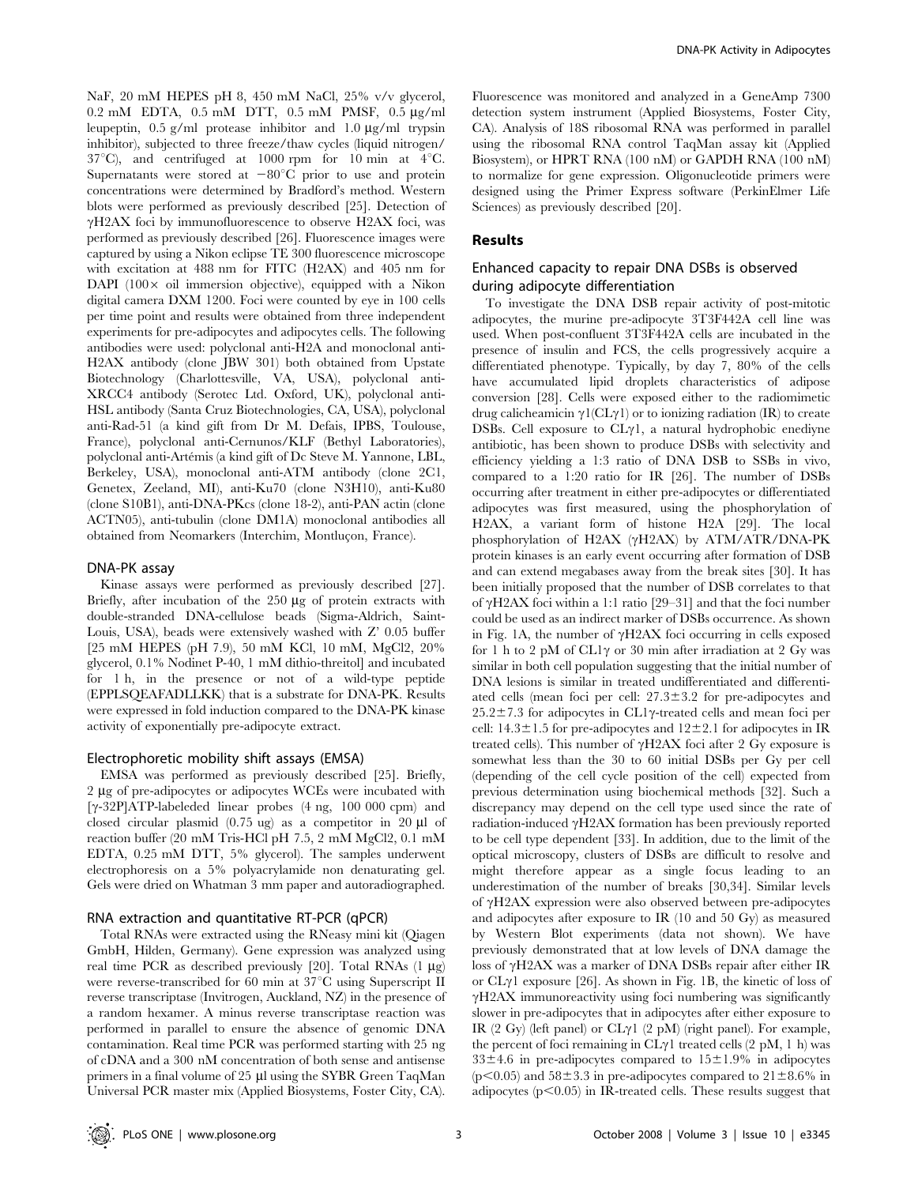NaF, 20 mM HEPES pH 8, 450 mM NaCl, 25% v/v glycerol, 0.2 mM EDTA, 0.5 mM DTT, 0.5 mM PMSF, 0.5 µg/ml leupeptin, 0.5 g/ml protease inhibitor and 1.0 µg/ml trypsin inhibitor), subjected to three freeze/thaw cycles (liquid nitrogen/ 37°C), and centrifuged at 1000 rpm for 10 min at 4°C. Supernatants were stored at −80°C prior to use and protein concentrations were determined by Bradford's method. Western blots were performed as previously described [25]. Detection of γH2AX foci by immunofluorescence to observe H2AX foci, was performed as previously described [26]. Fluorescence images were captured by using a Nikon eclipse TE 300 fluorescence microscope with excitation at 488 nm for FITC (H2AX) and 405 nm for DAPI (100× oil immersion objective), equipped with a Nikon digital camera DXM 1200. Foci were counted by eye in 100 cells per time point and results were obtained from three independent experiments for pre-adipocytes and adipocytes cells. The following antibodies were used: polyclonal anti-H2A and monoclonal anti-H2AX antibody (clone JBW 301) both obtained from Upstate Biotechnology (Charlottesville, VA, USA), polyclonal anti-XRCC4 antibody (Serotec Ltd. Oxford, UK), polyclonal anti-HSL antibody (Santa Cruz Biotechnologies, CA, USA), polyclonal anti-Rad-51 (a kind gift from Dr M. Defais, IPBS, Toulouse, France), polyclonal anti-Cernunos/KLF (Bethyl Laboratories), polyclonal anti-Artémis (a kind gift of Dc Steve M. Yannone, LBL, Berkeley, USA), monoclonal anti-ATM antibody (clone 2C1, Genetex, Zeeland, MI), anti-Ku70 (clone N3H10), anti-Ku80 (clone S10B1), anti-DNA-PKcs (clone 18-2), anti-PAN actin (clone ACTN05), anti-tubulin (clone DM1A) monoclonal antibodies all obtained from Neomarkers (Interchim, Montluçon, France).

### DNA-PK assay

Kinase assays were performed as previously described [27]. Briefly, after incubation of the 250 µg of protein extracts with double-stranded DNA-cellulose beads (Sigma-Aldrich, Saint-Louis, USA), beads were extensively washed with Z' 0.05 buffer [25 mM HEPES (pH 7.9), 50 mM KCl, 10 mM, MgCl2, 20% glycerol, 0.1% Nodinet P-40, 1 mM dithio-threitol] and incubated for 1 h, in the presence or not of a wild-type peptide (EPPLSQEAFADLLKK) that is a substrate for DNA-PK. Results were expressed in fold induction compared to the DNA-PK kinase activity of exponentially pre-adipocyte extract.

### Electrophoretic mobility shift assays (EMSA)

EMSA was performed as previously described [25]. Briefly, 2 µg of pre-adipocytes or adipocytes WCEs were incubated with [γ-32P]ATP-labeleded linear probes (4 ng, 100 000 cpm) and closed circular plasmid (0.75 ug) as a competitor in 20 µl of reaction buffer (20 mM Tris-HCl pH 7.5, 2 mM MgCl2, 0.1 mM EDTA, 0.25 mM DTT, 5% glycerol). The samples underwent electrophoresis on a 5% polyacrylamide non denaturating gel. Gels were dried on Whatman 3 mm paper and autoradiographed.

### RNA extraction and quantitative RT-PCR (qPCR)

Total RNAs were extracted using the RNeasy mini kit (Qiagen GmbH, Hilden, Germany). Gene expression was analyzed using real time PCR as described previously [20]. Total RNAs (1 µg) were reverse-transcribed for 60 min at 37°C using Superscript II reverse transcriptase (Invitrogen, Auckland, NZ) in the presence of a random hexamer. A minus reverse transcriptase reaction was performed in parallel to ensure the absence of genomic DNA contamination. Real time PCR was performed starting with 25 ng of cDNA and a 300 nM concentration of both sense and antisense primers in a final volume of 25 µl using the SYBR Green TaqMan Universal PCR master mix (Applied Biosystems, Foster City, CA). Fluorescence was monitored and analyzed in a GeneAmp 7300 detection system instrument (Applied Biosystems, Foster City, CA). Analysis of 18S ribosomal RNA was performed in parallel using the ribosomal RNA control TaqMan assay kit (Applied Biosystem), or HPRT RNA (100 nM) or GAPDH RNA (100 nM) to normalize for gene expression. Oligonucleotide primers were designed using the Primer Express software (PerkinElmer Life Sciences) as previously described [20].

## Results

### Enhanced capacity to repair DNA DSBs is observed during adipocyte differentiation

To investigate the DNA DSB repair activity of post-mitotic adipocytes, the murine pre-adipocyte 3T3F442A cell line was used. When post-confluent 3T3F442A cells are incubated in the presence of insulin and FCS, the cells progressively acquire a differentiated phenotype. Typically, by day 7, 80% of the cells have accumulated lipid droplets characteristics of adipose conversion [28]. Cells were exposed either to the radiomimetic drug calicheamicin γ1(CLγ1) or to ionizing radiation (IR) to create DSBs. Cell exposure to CLγ1, a natural hydrophobic enediyne antibiotic, has been shown to produce DSBs with selectivity and efficiency yielding a 1:3 ratio of DNA DSB to SSBs in vivo, compared to a 1:20 ratio for IR [26]. The number of DSBs occurring after treatment in either pre-adipocytes or differentiated adipocytes was first measured, using the phosphorylation of H2AX, a variant form of histone H2A [29]. The local phosphorylation of H2AX (γH2AX) by ATM/ATR/DNA-PK protein kinases is an early event occurring after formation of DSB and can extend megabases away from the break sites [30]. It has been initially proposed that the number of DSB correlates to that of γH2AX foci within a 1:1 ratio [29–31] and that the foci number could be used as an indirect marker of DSBs occurrence. As shown in Fig. 1A, the number of γH2AX foci occurring in cells exposed for 1 h to 2 pM of CL1γ or 30 min after irradiation at 2 Gy was similar in both cell population suggesting that the initial number of DNA lesions is similar in treated undifferentiated and differentiated cells (mean foci per cell: 27.3±3.2 for pre-adipocytes and 25.2±7.3 for adipocytes in CL1γ-treated cells and mean foci per cell: 14.3±1.5 for pre-adipocytes and 12±2.1 for adipocytes in IR treated cells). This number of γH2AX foci after 2 Gy exposure is somewhat less than the 30 to 60 initial DSBs per Gy per cell (depending of the cell cycle position of the cell) expected from previous determination using biochemical methods [32]. Such a discrepancy may depend on the cell type used since the rate of radiation-induced γH2AX formation has been previously reported to be cell type dependent [33]. In addition, due to the limit of the optical microscopy, clusters of DSBs are difficult to resolve and might therefore appear as a single focus leading to an underestimation of the number of breaks [30,34]. Similar levels of γH2AX expression were also observed between pre-adipocytes and adipocytes after exposure to IR (10 and 50 Gy) as measured by Western Blot experiments (data not shown). We have previously demonstrated that at low levels of DNA damage the loss of γH2AX was a marker of DNA DSBs repair after either IR or CLγ1 exposure [26]. As shown in Fig. 1B, the kinetic of loss of γH2AX immunoreactivity using foci numbering was significantly slower in pre-adipocytes that in adipocytes after either exposure to IR (2 Gy) (left panel) or CLγ1 (2 pM) (right panel). For example, the percent of foci remaining in CLγ1 treated cells (2 pM, 1 h) was 33±4.6 in pre-adipocytes compared to 15±1.9% in adipocytes ($p<0.05$) and 58±3.3 in pre-adipocytes compared to 21±8.6% in adipocytes ($p<0.05$) in IR-treated cells. These results suggest that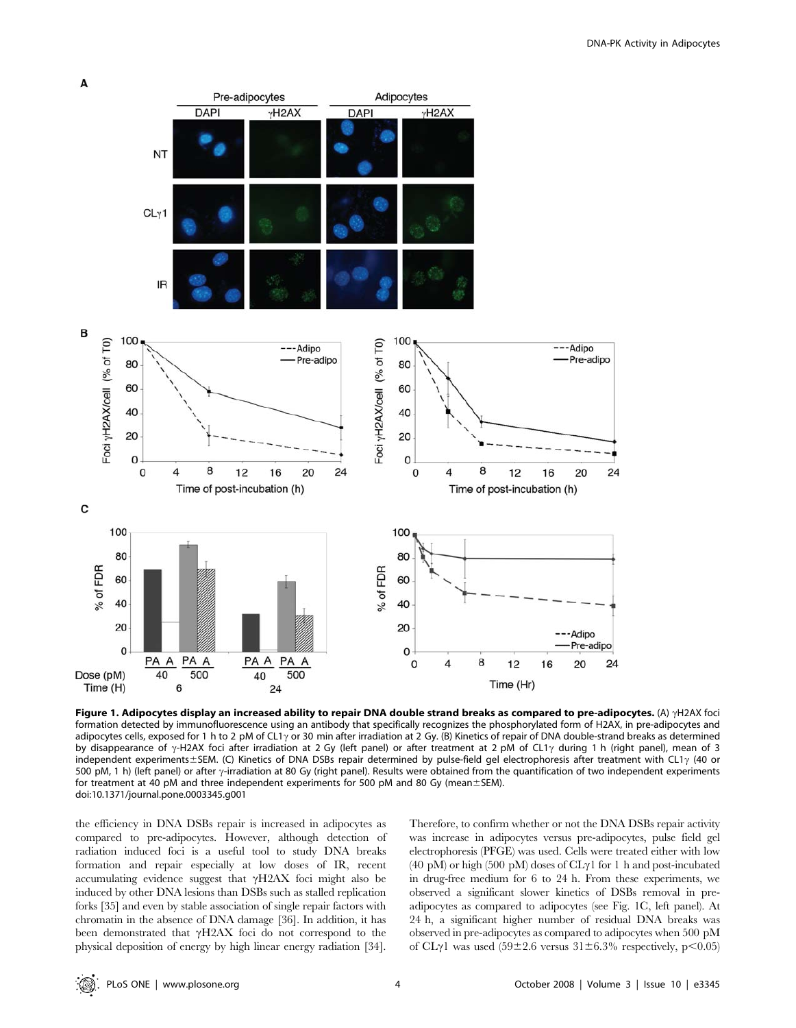**Figure 1. Adipocytes display an increased ability to repair DNA double strand breaks as compared to pre-adipocytes.** (A) γH2AX foci formation detected by immunofluorescence using an antibody that specifically recognizes the phosphorylated form of H2AX, in pre-adipocytes and adipocytes cells, exposed for 1 h to 2 pM of CL1γ or 30 min after irradiation at 2 Gy. (B) Kinetics of repair of DNA double-strand breaks as determined by disappearance of γ-H2AX foci after irradiation at 2 Gy (left panel) or after treatment at 2 pM of CL1γ during 1 h (right panel), mean of 3 independent experiments±SEM. (C) Kinetics of DNA DSBs repair determined by pulse-field gel electrophoresis after treatment with CL1γ (40 or 500 pM, 1 h) (left panel) or after γ-irradiation at 80 Gy (right panel). Results were obtained from the quantification of two independent experiments for treatment at 40 pM and three independent experiments for 500 pM and 80 Gy (mean±SEM).
doi:10.1371/journal.pone.0003345.g001

the efficiency in DNA DSBs repair is increased in adipocytes as compared to pre-adipocytes. However, although detection of radiation induced foci is a useful tool to study DNA breaks formation and repair especially at low doses of IR, recent accumulating evidence suggest that γH2AX foci might also be induced by other DNA lesions than DSBs such as stalled replication forks [35] and even by stable association of single repair factors with chromatin in the absence of DNA damage [36]. In addition, it has been demonstrated that γH2AX foci do not correspond to the physical deposition of energy by high linear energy radiation [34]. Therefore, to confirm whether or not the DNA DSBs repair activity was increase in adipocytes versus pre-adipocytes, pulse field gel electrophoresis (PFGE) was used. Cells were treated either with low (40 pM) or high (500 pM) doses of CLγ1 for 1 h and post-incubated in drug-free medium for 6 to 24 h. From these experiments, we observed a significant slower kinetics of DSBs removal in pre-adipocytes as compared to adipocytes (see Fig. 1C, left panel). At 24 h, a significant higher number of residual DNA breaks was observed in pre-adipocytes as compared to adipocytes when 500 pM of CLγ1 was used (59±2.6 versus 31±6.3% respectively, $p<0.05$)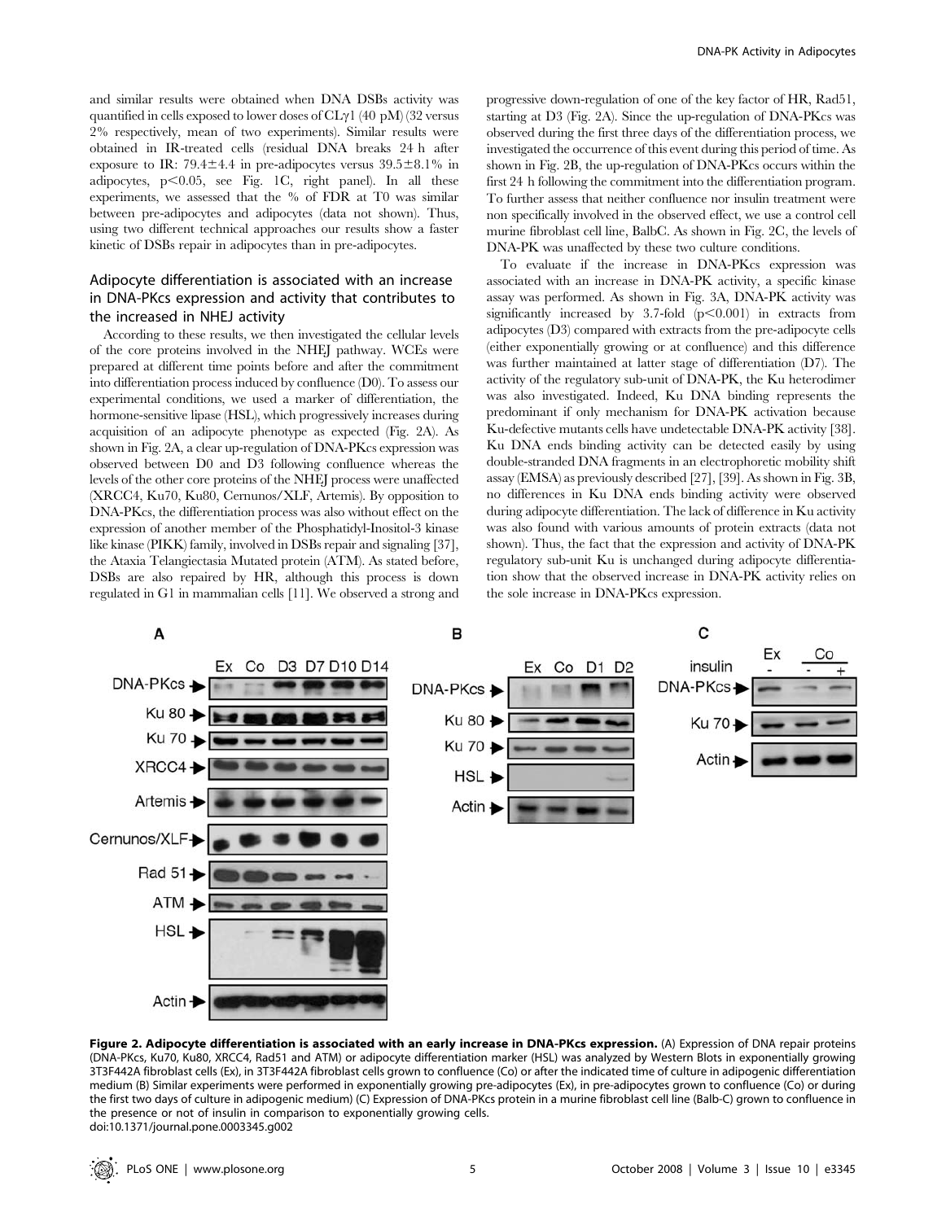and similar results were obtained when DNA DSBs activity was quantified in cells exposed to lower doses of CLγ1 (40 pM) (32 versus 2% respectively, mean of two experiments). Similar results were obtained in IR-treated cells (residual DNA breaks 24 h after exposure to IR: 79.4±4.4 in pre-adipocytes versus 39.5±8.1% in adipocytes, $p < 0.05$, see Fig. 1C, right panel). In all these experiments, we assessed that the % of FDR at T0 was similar between pre-adipocytes and adipocytes (data not shown). Thus, using two different technical approaches our results show a faster kinetic of DSBs repair in adipocytes than in pre-adipocytes.

## Adipocyte differentiation is associated with an increase in DNA-PKcs expression and activity that contributes to the increased in NHEJ activity

According to these results, we then investigated the cellular levels of the core proteins involved in the NHEJ pathway. WCEs were prepared at different time points before and after the commitment into differentiation process induced by confluence (D0). To assess our experimental conditions, we used a marker of differentiation, the hormone-sensitive lipase (HSL), which progressively increases during acquisition of an adipocyte phenotype as expected (Fig. 2A). As shown in Fig. 2A, a clear up-regulation of DNA-PKcs expression was observed between D0 and D3 following confluence whereas the levels of the other core proteins of the NHEJ process were unaffected (XRCC4, Ku70, Ku80, Cernunos/XLF, Artemis). By opposition to DNA-PKcs, the differentiation process was also without effect on the expression of another member of the Phosphatidyl-Inositol-3 kinase like kinase (PIKK) family, involved in DSBs repair and signaling [37], the Ataxia Telangiectasia Mutated protein (ATM). As stated before, DSBs are also repaired by HR, although this process is down regulated in G1 in mammalian cells [11]. We observed a strong and progressive down-regulation of one of the key factor of HR, Rad51, starting at D3 (Fig. 2A). Since the up-regulation of DNA-PKcs was observed during the first three days of the differentiation process, we investigated the occurrence of this event during this period of time. As shown in Fig. 2B, the up-regulation of DNA-PKcs occurs within the first 24 h following the commitment into the differentiation program. To further assess that neither confluence nor insulin treatment were non specifically involved in the observed effect, we use a control cell murine fibroblast cell line, BalbC. As shown in Fig. 2C, the levels of DNA-PK was unaffected by these two culture conditions.

To evaluate if the increase in DNA-PKcs expression was associated with an increase in DNA-PK activity, a specific kinase assay was performed. As shown in Fig. 3A, DNA-PK activity was significantly increased by 3.7-fold ($p < 0.001$) in extracts from adipocytes (D3) compared with extracts from the pre-adipocyte cells (either exponentially growing or at confluence) and this difference was further maintained at latter stage of differentiation (D7). The activity of the regulatory sub-unit of DNA-PK, the Ku heterodimer was also investigated. Indeed, Ku DNA binding represents the predominant if only mechanism for DNA-PK activation because Ku-defective mutants cells have undetectable DNA-PK activity [38]. Ku DNA ends binding activity can be detected easily by using double-stranded DNA fragments in an electrophoretic mobility shift assay (EMSA) as previously described [27], [39]. As shown in Fig. 3B, no differences in Ku DNA ends binding activity were observed during adipocyte differentiation. The lack of difference in Ku activity was also found with various amounts of protein extracts (data not shown). Thus, the fact that the expression and activity of DNA-PK regulatory sub-unit Ku is unchanged during adipocyte differentiation show that the observed increase in DNA-PK activity relies on the sole increase in DNA-PKcs expression.

**Figure 2. Adipocyte differentiation is associated with an early increase in DNA-PKcs expression.** (A) Expression of DNA repair proteins (DNA-PKcs, Ku70, Ku80, XRCC4, Rad51 and ATM) or adipocyte differentiation marker (HSL) was analyzed by Western Blots in exponentially growing 3T3F442A fibroblast cells (Ex), in 3T3F442A fibroblast cells grown to confluence (Co) or after the indicated time of culture in adipogenic differentiation medium (B) Similar experiments were performed in exponentially growing pre-adipocytes (Ex), in pre-adipocytes grown to confluence (Co) or during the first two days of culture in adipogenic medium) (C) Expression of DNA-PKcs protein in a murine fibroblast cell line (Balb-C) grown to confluence in the presence or not of insulin in comparison to exponentially growing cells.
doi:10.1371/journal.pone.0003345.g002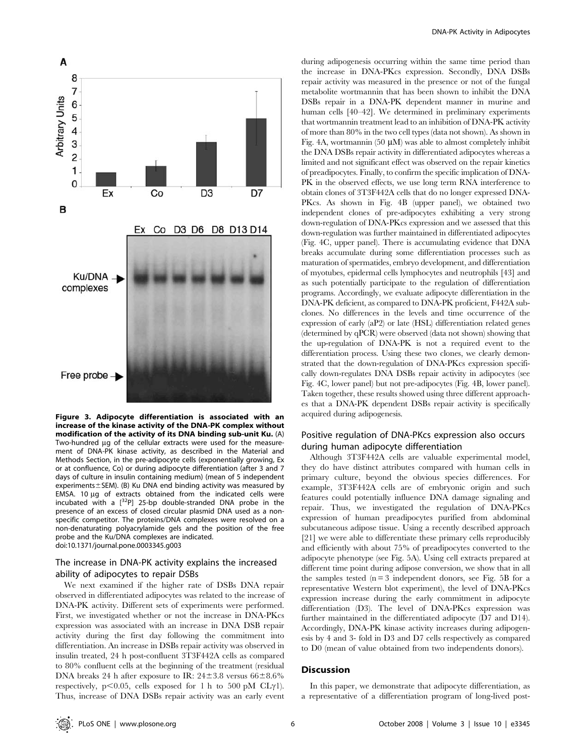Figure 3. Adipocyte differentiation is associated with an increase of the kinase activity of the DNA-PK complex without modification of the activity of its DNA binding sub-unit Ku. (A) Two-hundred µg of the cellular extracts were used for the measurement of DNA-PK kinase activity, as described in the Material and Methods Section, in the pre-adipocyte cells (exponentially growing, Ex or at confluence, Co) or during adipocyte differentiation (after 3 and 7 days of culture in insulin containing medium) (mean of 5 independent experiments±SEM). (B) Ku DNA end binding activity was measured by EMSA. 10 µg of extracts obtained from the indicated cells were incubated with a [$^{32}$P] 25-bp double-stranded DNA probe in the presence of an excess of closed circular plasmid DNA used as a non-specific competitor. The proteins/DNA complexes were resolved on a non-denaturating polyacrylamide gels and the position of the free probe and the Ku/DNA complexes are indicated.
doi:10.1371/journal.pone.0003345.g003

### The increase in DNA-PK activity explains the increased ability of adipocytes to repair DSBs

We next examined if the higher rate of DSBs DNA repair observed in differentiated adipocytes was related to the increase of DNA-PK activity. Different sets of experiments were performed. First, we investigated whether or not the increase in DNA-PKcs expression was associated with an increase in DNA DSB repair activity during the first day following the commitment into differentiation. An increase in DSBs repair activity was observed in insulin treated, 24 h post-confluent 3T3F442A cells as compared to 80% confluent cells at the beginning of the treatment (residual DNA breaks 24 h after exposure to IR: 24±3.8 versus 66±8.6% respectively, $p<0.05$, cells exposed for 1 h to 500 pM CLγ1). Thus, increase of DNA DSBs repair activity was an early event during adipogenesis occurring within the same time period than the increase in DNA-PKcs expression. Secondly, DNA DSBs repair activity was measured in the presence or not of the fungal metabolite wortmannin that has been shown to inhibit the DNA DSBs repair in a DNA-PK dependent manner in murine and human cells [40–42]. We determined in preliminary experiments that wortmannin treatment lead to an inhibition of DNA-PK activity of more than 80% in the two cell types (data not shown). As shown in Fig. 4A, wortmannin (50 µM) was able to almost completely inhibit the DNA DSBs repair activity in differentiated adipocytes whereas a limited and not significant effect was observed on the repair kinetics of preadipocytes. Finally, to confirm the specific implication of DNA-PK in the observed effects, we use long term RNA interference to obtain clones of 3T3F442A cells that do no longer expressed DNA-PKcs. As shown in Fig. 4B (upper panel), we obtained two independent clones of pre-adipocytes exhibiting a very strong down-regulation of DNA-PKcs expression and we assessed that this down-regulation was further maintained in differentiated adipocytes (Fig. 4C, upper panel). There is accumulating evidence that DNA breaks accumulate during some differentiation processes such as maturation of spermatides, embryo development, and differentiation of myotubes, epidermal cells lymphocytes and neutrophils [43] and as such potentially participate to the regulation of differentiation programs. Accordingly, we evaluate adipocyte differentiation in the DNA-PK deficient, as compared to DNA-PK proficient, F442A subclones. No differences in the levels and time occurrence of the expression of early (aP2) or late (HSL) differentiation related genes (determined by qPCR) were observed (data not shown) showing that the up-regulation of DNA-PK is not a required event to the differentiation process. Using these two clones, we clearly demonstrated that the down-regulation of DNA-PKcs expression specifically down-regulates DNA DSBs repair activity in adipocytes (see Fig. 4C, lower panel) but not pre-adipocytes (Fig. 4B, lower panel). Taken together, these results showed using three different approaches that a DNA-PK dependent DSBs repair activity is specifically acquired during adipogenesis.

### Positive regulation of DNA-PKcs expression also occurs during human adipocyte differentiation

Although 3T3F442A cells are valuable experimental model, they do have distinct attributes compared with human cells in primary culture, beyond the obvious species differences. For example, 3T3F442A cells are of embryonic origin and such features could potentially influence DNA damage signaling and repair. Thus, we investigated the regulation of DNA-PKcs expression of human preadipocytes purified from abdominal subcutaneous adipose tissue. Using a recently described approach [21] we were able to differentiate these primary cells reproducibly and efficiently with about 75% of preadipocytes converted to the adipocyte phenotype (see Fig. 5A). Using cell extracts prepared at different time point during adipose conversion, we show that in all the samples tested ($n=3$ independent donors, see Fig. 5B for a representative Western blot experiment), the level of DNA-PKcs expression increase during the early commitment in adipocyte differentiation (D3). The level of DNA-PKcs expression was further maintained in the differentiated adipocyte (D7 and D14). Accordingly, DNA-PK kinase activity increases during adipogenesis by 4 and 3- fold in D3 and D7 cells respectively as compared to D0 (mean of value obtained from two independents donors).

## Discussion

In this paper, we demonstrate that adipocyte differentiation, as a representative of a differentiation program of long-lived post-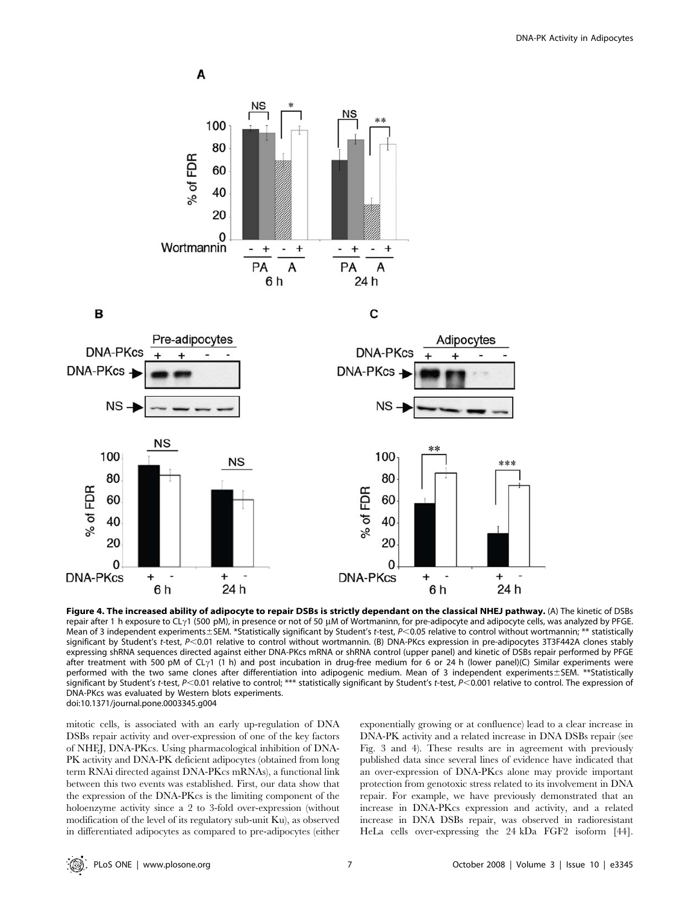**Figure 4. The increased ability of adipocyte to repair DSBs is strictly dependant on the classical NHEJ pathway.** (A) The kinetic of DSBs repair after 1 h exposure to CLγ1 (500 pM), in presence or not of 50 μM of Wortmaninn, for pre-adipocyte and adipocyte cells, was analyzed by PFGE. Mean of 3 independent experiments±SEM. *Statistically significant by Student's *t*-test, $P<0.05$ relative to control without wortmannin; ** statistically significant by Student's *t*-test, $P<0.01$ relative to control without wortmannin. (B) DNA-PKcs expression in pre-adipocytes 3T3F442A clones stably expressing shRNA sequences directed against either DNA-PKcs mRNA or shRNA control (upper panel) and kinetic of DSBs repair performed by PFGE after treatment with 500 pM of CLγ1 (1 h) and post incubation in drug-free medium for 6 or 24 h (lower panel)(C) Similar experiments were performed with the two same clones after differentiation into adipogenic medium. Mean of 3 independent experiments±SEM. **Statistically significant by Student's *t*-test, $P<0.01$ relative to control; *** statistically significant by Student's *t*-test, $P<0.001$ relative to control. The expression of DNA-PKcs was evaluated by Western blots experiments.
doi:10.1371/journal.pone.0003345.g004

mitotic cells, is associated with an early up-regulation of DNA DSBs repair activity and over-expression of one of the key factors of NHEJ, DNA-PKcs. Using pharmacological inhibition of DNA-PK activity and DNA-PK deficient adipocytes (obtained from long term RNAi directed against DNA-PKcs mRNAs), a functional link between this two events was established. First, our data show that the expression of the DNA-PKcs is the limiting component of the holoenzyme activity since a 2 to 3-fold over-expression (without modification of the level of its regulatory sub-unit Ku), as observed in differentiated adipocytes as compared to pre-adipocytes (either exponentially growing or at confluence) lead to a clear increase in DNA-PK activity and a related increase in DNA DSBs repair (see Fig. 3 and 4). These results are in agreement with previously published data since several lines of evidence have indicated that an over-expression of DNA-PKcs alone may provide important protection from genotoxic stress related to its involvement in DNA repair. For example, we have previously demonstrated that an increase in DNA-PKcs expression and activity, and a related increase in DNA DSBs repair, was observed in radioresistant HeLa cells over-expressing the 24 kDa FGF2 isoform [44].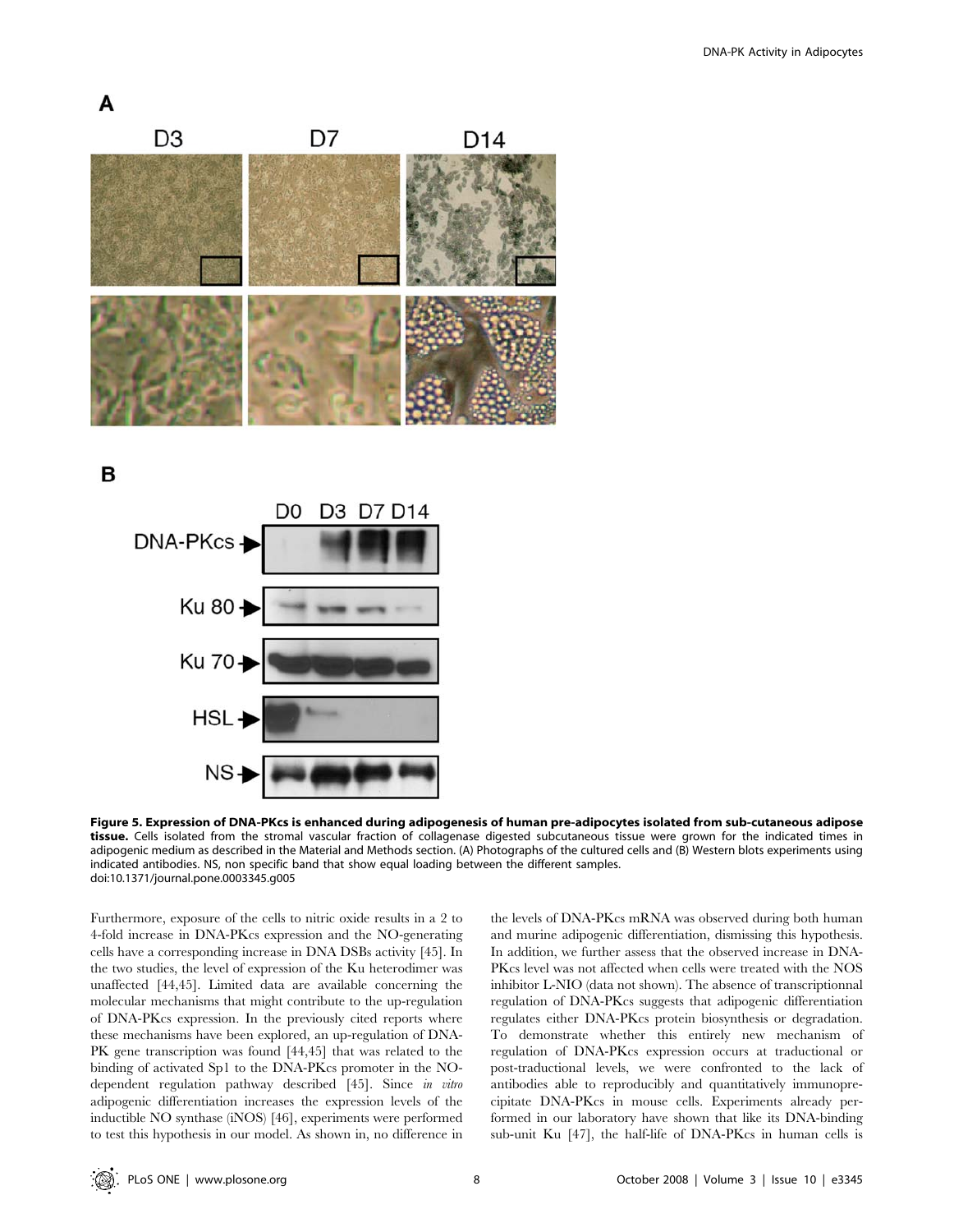**Figure 5. Expression of DNA-PKcs is enhanced during adipogenesis of human pre-adipocytes isolated from sub-cutaneous adipose tissue.** Cells isolated from the stromal vascular fraction of collagenase digested subcutaneous tissue were grown for the indicated times in adipogenic medium as described in the Material and Methods section. (A) Photographs of the cultured cells and (B) Western blots experiments using indicated antibodies. NS, non specific band that show equal loading between the different samples.
doi:10.1371/journal.pone.0003345.g005

Furthermore, exposure of the cells to nitric oxide results in a 2 to 4-fold increase in DNA-PKcs expression and the NO-generating cells have a corresponding increase in DNA DSBs activity [45]. In the two studies, the level of expression of the Ku heterodimer was unaffected [44,45]. Limited data are available concerning the molecular mechanisms that might contribute to the up-regulation of DNA-PKcs expression. In the previously cited reports where these mechanisms have been explored, an up-regulation of DNA-PK gene transcription was found [44,45] that was related to the binding of activated Sp1 to the DNA-PKcs promoter in the NO-dependent regulation pathway described [45]. Since *in vitro* adipogenic differentiation increases the expression levels of the inductible NO synthase (iNOS) [46], experiments were performed to test this hypothesis in our model. As shown in, no difference in the levels of DNA-PKcs mRNA was observed during both human and murine adipogenic differentiation, dismissing this hypothesis. In addition, we further assess that the observed increase in DNA-PKcs level was not affected when cells were treated with the NOS inhibitor L-NIO (data not shown). The absence of transcriptionnal regulation of DNA-PKcs suggests that adipogenic differentiation regulates either DNA-PKcs protein biosynthesis or degradation. To demonstrate whether this entirely new mechanism of regulation of DNA-PKcs expression occurs at traductional or post-traductional levels, we were confronted to the lack of antibodies able to reproducibly and quantitatively immunoprecipitate DNA-PKcs in mouse cells. Experiments already performed in our laboratory have shown that like its DNA-binding sub-unit Ku [47], the half-life of DNA-PKcs in human cells is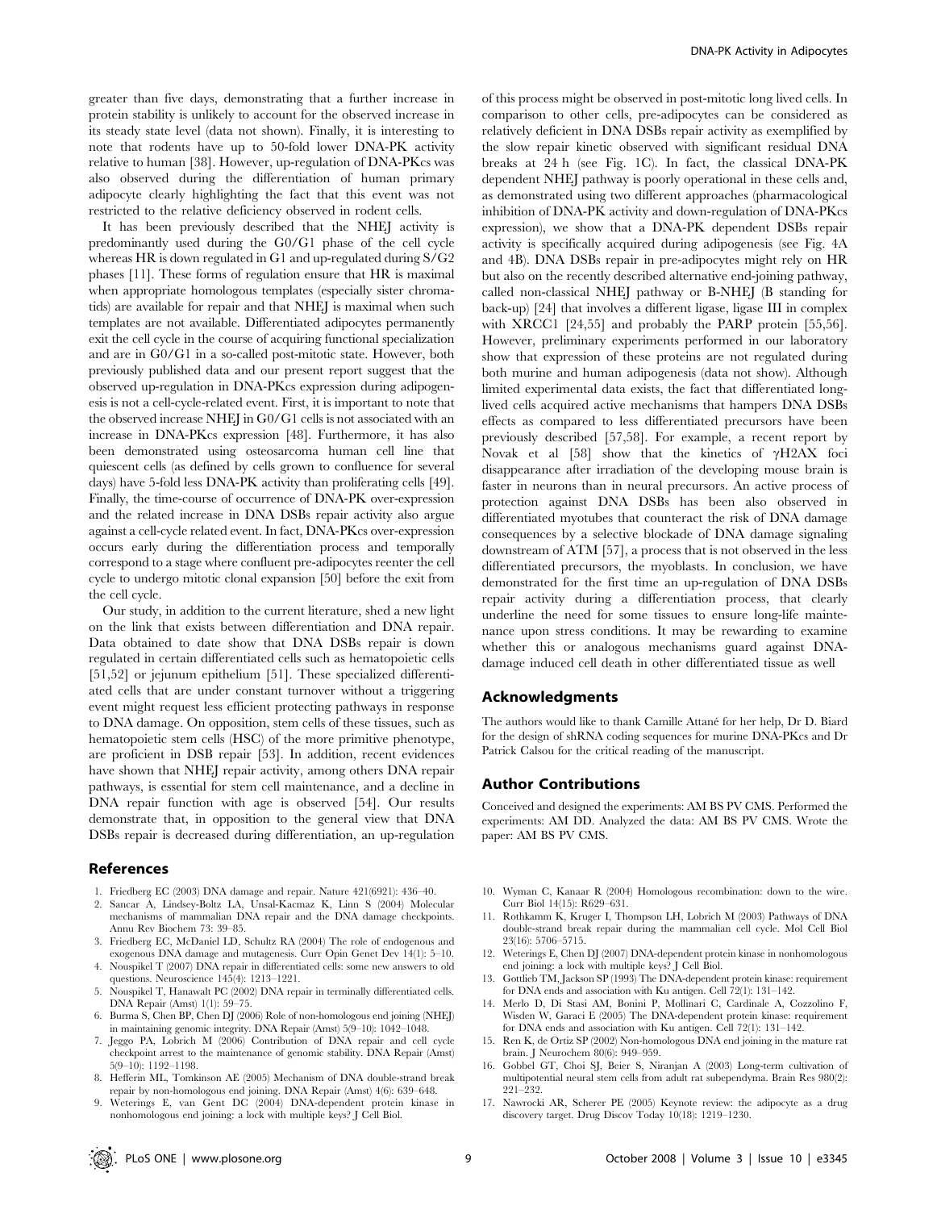greater than five days, demonstrating that a further increase in protein stability is unlikely to account for the observed increase in its steady state level (data not shown). Finally, it is interesting to note that rodents have up to 50-fold lower DNA-PK activity relative to human [38]. However, up-regulation of DNA-PKcs was also observed during the differentiation of human primary adipocyte clearly highlighting the fact that this event was not restricted to the relative deficiency observed in rodent cells.

It has been previously described that the NHEJ activity is predominantly used during the G0/G1 phase of the cell cycle whereas HR is down regulated in G1 and up-regulated during S/G2 phases [11]. These forms of regulation ensure that HR is maximal when appropriate homologous templates (especially sister chromatids) are available for repair and that NHEJ is maximal when such templates are not available. Differentiated adipocytes permanently exit the cell cycle in the course of acquiring functional specialization and are in G0/G1 in a so-called post-mitotic state. However, both previously published data and our present report suggest that the observed up-regulation in DNA-PKcs expression during adipogenesis is not a cell-cycle-related event. First, it is important to note that the observed increase NHEJ in G0/G1 cells is not associated with an increase in DNA-PKcs expression [48]. Furthermore, it has also been demonstrated using osteosarcoma human cell line that quiescent cells (as defined by cells grown to confluence for several days) have 5-fold less DNA-PK activity than proliferating cells [49]. Finally, the time-course of occurrence of DNA-PK over-expression and the related increase in DNA DSBs repair activity also argue against a cell-cycle related event. In fact, DNA-PKcs over-expression occurs early during the differentiation process and temporally correspond to a stage where confluent pre-adipocytes reenter the cell cycle to undergo mitotic clonal expansion [50] before the exit from the cell cycle.

Our study, in addition to the current literature, shed a new light on the link that exists between differentiation and DNA repair. Data obtained to date show that DNA DSBs repair is down regulated in certain differentiated cells such as hematopoietic cells [51,52] or jejunum epithelium [51]. These specialized differentiated cells that are under constant turnover without a triggering event might request less efficient protecting pathways in response to DNA damage. On opposition, stem cells of these tissues, such as hematopoietic stem cells (HSC) of the more primitive phenotype, are proficient in DSB repair [53]. In addition, recent evidences have shown that NHEJ repair activity, among others DNA repair pathways, is essential for stem cell maintenance, and a decline in DNA repair function with age is observed [54]. Our results demonstrate that, in opposition to the general view that DNA DSBs repair is decreased during differentiation, an up-regulation of this process might be observed in post-mitotic long lived cells. In comparison to other cells, pre-adipocytes can be considered as relatively deficient in DNA DSBs repair activity as exemplified by the slow repair kinetic observed with significant residual DNA breaks at 24 h (see Fig. 1C). In fact, the classical DNA-PK dependent NHEJ pathway is poorly operational in these cells and, as demonstrated using two different approaches (pharmacological inhibition of DNA-PK activity and down-regulation of DNA-PKcs expression), we show that a DNA-PK dependent DSBs repair activity is specifically acquired during adipogenesis (see Fig. 4A and 4B). DNA DSBs repair in pre-adipocytes might rely on HR but also on the recently described alternative end-joining pathway, called non-classical NHEJ pathway or B-NHEJ (B standing for back-up) [24] that involves a different ligase, ligase III in complex with XRCC1 [24,55] and probably the PARP protein [55,56]. However, preliminary experiments performed in our laboratory show that expression of these proteins are not regulated during both murine and human adipogenesis (data not show). Although limited experimental data exists, the fact that differentiated long-lived cells acquired active mechanisms that hampers DNA DSBs effects as compared to less differentiated precursors have been previously described [57,58]. For example, a recent report by Novak et al [58] show that the kinetics of γH2AX foci disappearance after irradiation of the developing mouse brain is faster in neurons than in neural precursors. An active process of protection against DNA DSBs has been also observed in differentiated myotubes that counteract the risk of DNA damage consequences by a selective blockade of DNA damage signaling downstream of ATM [57], a process that is not observed in the less differentiated precursors, the myoblasts. In conclusion, we have demonstrated for the first time an up-regulation of DNA DSBs repair activity during a differentiation process, that clearly underline the need for some tissues to ensure long-life maintenance upon stress conditions. It may be rewarding to examine whether this or analogous mechanisms guard against DNA-damage induced cell death in other differentiated tissue as well

## Acknowledgments

The authors would like to thank Camille Attané for her help, Dr D. Biard for the design of shRNA coding sequences for murine DNA-PKcs and Dr Patrick Calsou for the critical reading of the manuscript.

## Author Contributions

Conceived and designed the experiments: AM BS PV CMS. Performed the experiments: AM DD. Analyzed the data: AM BS PV CMS. Wrote the paper: AM BS PV CMS.

## References

1. Friedberg EC (2003) DNA damage and repair. Nature 421(6921): 436–40.
2. Sancar A, Lindsey-Boltz LA, Unsal-Kacmaz K, Linn S (2004) Molecular mechanisms of mammalian DNA repair and the DNA damage checkpoints. Annu Rev Biochem 73: 39–85.
3. Friedberg EC, McDaniel LD, Schultz RA (2004) The role of endogenous and exogenous DNA damage and mutagenesis. Curr Opin Genet Dev 14(1): 5–10.
4. Nouspikel T (2007) DNA repair in differentiated cells: some new answers to old questions. Neuroscience 145(4): 1213–1221.
5. Nouspikel T, Hanawalt PC (2002) DNA repair in terminally differentiated cells. DNA Repair (Amst) 1(1): 59–75.
6. Burma S, Chen BP, Chen DJ (2006) Role of non-homologous end joining (NHEJ) in maintaining genomic integrity. DNA Repair (Amst) 5(9–10): 1042–1048.
7. Jeggo PA, Lobrich M (2006) Contribution of DNA repair and cell cycle checkpoint arrest to the maintenance of genomic stability. DNA Repair (Amst) 5(9–10): 1192–1198.
8. Hefferin ML, Tomkinson AE (2005) Mechanism of DNA double-strand break repair by non-homologous end joining. DNA Repair (Amst) 4(6): 639–648.
9. Weterings E, van Gent DC (2004) DNA-dependent protein kinase in nonhomologous end joining: a lock with multiple keys? J Cell Biol.
10. Wyman C, Kanaar R (2004) Homologous recombination: down to the wire. Curr Biol 14(15): R629–631.
11. Rothkamm K, Kruger I, Thompson LH, Lobrich M (2003) Pathways of DNA double-strand break repair during the mammalian cell cycle. Mol Cell Biol 23(16): 5706–5715.
12. Weterings E, Chen DJ (2007) DNA-dependent protein kinase in nonhomologous end joining: a lock with multiple keys? J Cell Biol.
13. Gottlieb TM, Jackson SP (1993) The DNA-dependent protein kinase: requirement for DNA ends and association with Ku antigen. Cell 72(1): 131–142.
14. Merlo D, Di Stasi AM, Bonini P, Mollinari C, Cardinale A, Cozzolino F, Wisden W, Garaci E (2005) The DNA-dependent protein kinase: requirement for DNA ends and association with Ku antigen. Cell 72(1): 131–142.
15. Ren K, de Ortiz SP (2002) Non-homologous DNA end joining in the mature rat brain. J Neurochem 80(6): 949–959.
16. Gobbel GT, Choi SJ, Beier S, Niranjan A (2003) Long-term cultivation of multipotential neural stem cells from adult rat subependyma. Brain Res 980(2): 221–232.
17. Nawrocki AR, Scherer PE (2005) Keynote review: the adipocyte as a drug discovery target. Drug Discov Today 10(18): 1219–1230.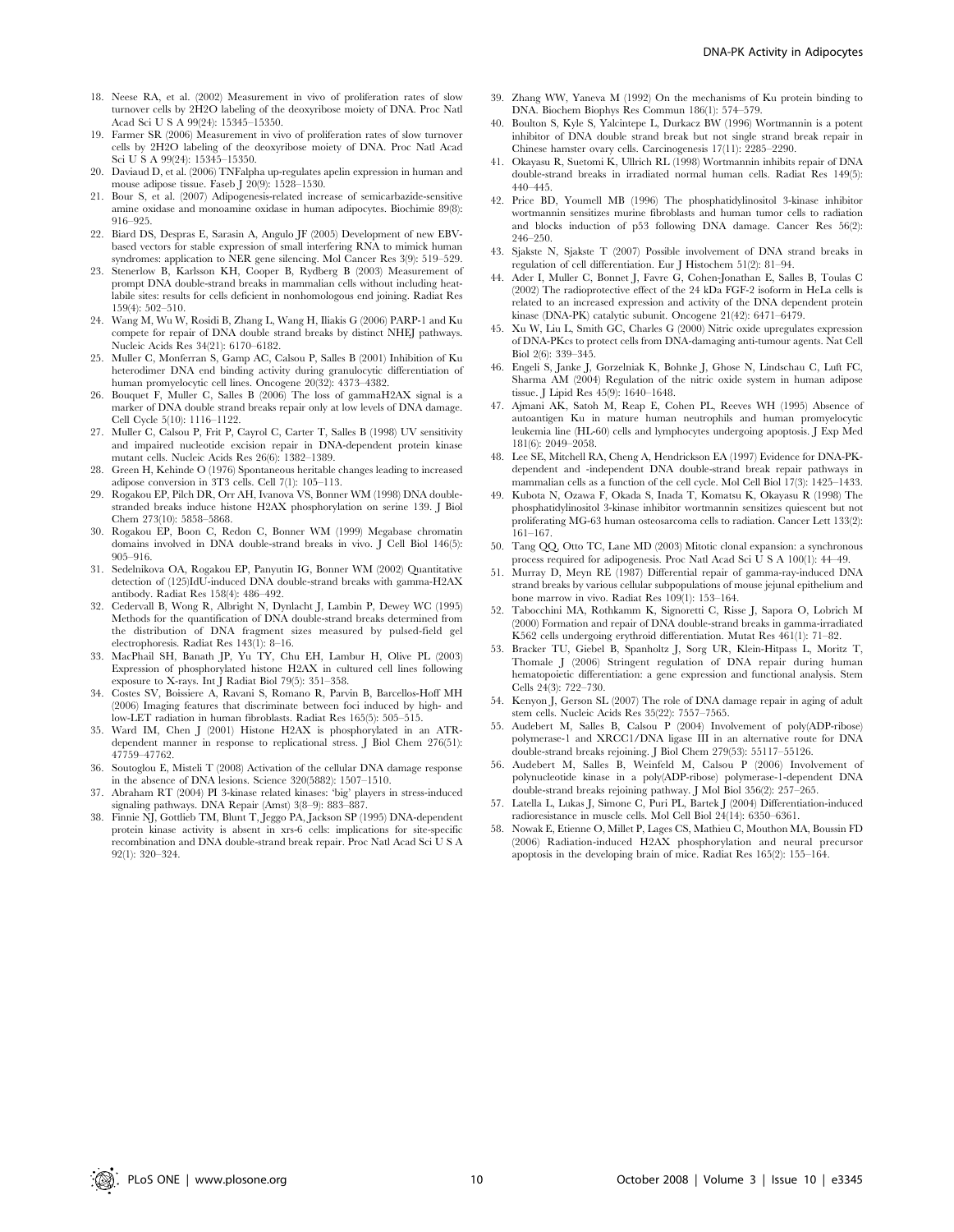18. Neese RA, et al. (2002) Measurement in vivo of proliferation rates of slow turnover cells by 2H2O labeling of the deoxyribose moiety of DNA. Proc Natl Acad Sci U S A 99(24): 15345–15350.
19. Farmer SR (2006) Measurement in vivo of proliferation rates of slow turnover cells by 2H2O labeling of the deoxyribose moiety of DNA. Proc Natl Acad Sci U S A 99(24): 15345–15350.
20. Daviaud D, et al. (2006) TNFalpha up-regulates apelin expression in human and mouse adipose tissue. Faseb J 20(9): 1528–1530.
21. Bour S, et al. (2007) Adipogenesis-related increase of semicarbazide-sensitive amine oxidase and monoamine oxidase in human adipocytes. Biochimie 89(8): 916–925.
22. Biard DS, Despras E, Sarasin A, Angulo JF (2005) Development of new EBV-based vectors for stable expression of small interfering RNA to mimick human syndromes: application to NER gene silencing. Mol Cancer Res 3(9): 519–529.
23. Stenerlow B, Karlsson KH, Cooper B, Rydberg B (2003) Measurement of prompt DNA double-strand breaks in mammalian cells without including heat-labile sites: results for cells deficient in nonhomologous end joining. Radiat Res 159(4): 502–510.
24. Wang M, Wu W, Rosidi B, Zhang L, Wang H, Iliakis G (2006) PARP-1 and Ku compete for repair of DNA double strand breaks by distinct NHEJ pathways. Nucleic Acids Res 34(21): 6170–6182.
25. Muller C, Monferran S, Gamp AC, Calsou P, Salles B (2001) Inhibition of Ku heterodimer DNA end binding activity during granulocytic differentiation of human promyelocytic cell lines. Oncogene 20(32): 4373–4382.
26. Bouquet F, Muller C, Salles B (2006) The loss of gammaH2AX signal is a marker of DNA double strand breaks repair only at low levels of DNA damage. Cell Cycle 5(10): 1116–1122.
27. Muller C, Calsou P, Frit P, Cayrol C, Carter T, Salles B (1998) UV sensitivity and impaired nucleotide excision repair in DNA-dependent protein kinase mutant cells. Nucleic Acids Res 26(6): 1382–1389.
28. Green H, Kehinde O (1976) Spontaneous heritable changes leading to increased adipose conversion in 3T3 cells. Cell 7(1): 105–113.
29. Rogakou EP, Pilch DR, Orr AH, Ivanova VS, Bonner WM (1998) DNA double-stranded breaks induce histone H2AX phosphorylation on serine 139. J Biol Chem 273(10): 5858–5868.
30. Rogakou EP, Boon C, Redon C, Bonner WM (1999) Megabase chromatin domains involved in DNA double-strand breaks in vivo. J Cell Biol 146(5): 905–916.
31. Sedelnikova OA, Rogakou EP, Panyutin IG, Bonner WM (2002) Quantitative detection of (125)IdU-induced DNA double-strand breaks with gamma-H2AX antibody. Radiat Res 158(4): 486–492.
32. Cedervall B, Wong R, Albright N, Dynlacht J, Lambin P, Dewey WC (1995) Methods for the quantification of DNA double-strand breaks determined from the distribution of DNA fragment sizes measured by pulsed-field gel electrophoresis. Radiat Res 143(1): 8–16.
33. MacPhail SH, Banath JP, Yu TY, Chu EH, Lambur H, Olive PL (2003) Expression of phosphorylated histone H2AX in cultured cell lines following exposure to X-rays. Int J Radiat Biol 79(5): 351–358.
34. Costes SV, Boissiere A, Ravani S, Romano R, Parvin B, Barcellos-Hoff MH (2006) Imaging features that discriminate between foci induced by high- and low-LET radiation in human fibroblasts. Radiat Res 165(5): 505–515.
35. Ward IM, Chen J (2001) Histone H2AX is phosphorylated in an ATR-dependent manner in response to replicational stress. J Biol Chem 276(51): 47759–47762.
36. Soutoglou E, Misteli T (2008) Activation of the cellular DNA damage response in the absence of DNA lesions. Science 320(5882): 1507–1510.
37. Abraham RT (2004) PI 3-kinase related kinases: 'big' players in stress-induced signaling pathways. DNA Repair (Amst) 3(8–9): 883–887.
38. Finnie NJ, Gottlieb TM, Blunt T, Jeggo PA, Jackson SP (1995) DNA-dependent protein kinase activity is absent in xrs-6 cells: implications for site-specific recombination and DNA double-strand break repair. Proc Natl Acad Sci U S A 92(1): 320–324.
39. Zhang WW, Yaneva M (1992) On the mechanisms of Ku protein binding to DNA. Biochem Biophys Res Commun 186(1): 574–579.
40. Boulton S, Kyle S, Yalcintepe L, Durkacz BW (1996) Wortmannin is a potent inhibitor of DNA double strand break but not single strand break repair in Chinese hamster ovary cells. Carcinogenesis 17(11): 2285–2290.
41. Okayasu R, Suetomi K, Ullrich RL (1998) Wortmannin inhibits repair of DNA double-strand breaks in irradiated normal human cells. Radiat Res 149(5): 440–445.
42. Price BD, Youmell MB (1996) The phosphatidylinositol 3-kinase inhibitor wortmannin sensitizes murine fibroblasts and human tumor cells to radiation and blocks induction of p53 following DNA damage. Cancer Res 56(2): 246–250.
43. Sjakste N, Sjakste T (2007) Possible involvement of DNA strand breaks in regulation of cell differentiation. Eur J Histochem 51(2): 81–94.
44. Ader I, Muller C, Bonnet J, Favre G, Cohen-Jonathan E, Salles B, Toulas C (2002) The radioprotective effect of the 24 kDa FGF-2 isoform in HeLa cells is related to an increased expression and activity of the DNA dependent protein kinase (DNA-PK) catalytic subunit. Oncogene 21(42): 6471–6479.
45. Xu W, Liu L, Smith GC, Charles G (2000) Nitric oxide upregulates expression of DNA-PKcs to protect cells from DNA-damaging anti-tumour agents. Nat Cell Biol 2(6): 339–345.
46. Engeli S, Janke J, Gorzelniak K, Bohnke J, Ghose N, Lindschau C, Luft FC, Sharma AM (2004) Regulation of the nitric oxide system in human adipose tissue. J Lipid Res 45(9): 1640–1648.
47. Ajmani AK, Satoh M, Reap E, Cohen PL, Reeves WH (1995) Absence of autoantigen Ku in mature human neutrophils and human promyelocytic leukemia line (HL-60) cells and lymphocytes undergoing apoptosis. J Exp Med 181(6): 2049–2058.
48. Lee SE, Mitchell RA, Cheng A, Hendrickson EA (1997) Evidence for DNA-PK-dependent and -independent DNA double-strand break repair pathways in mammalian cells as a function of the cell cycle. Mol Cell Biol 17(3): 1425–1433.
49. Kubota N, Ozawa F, Okada S, Inada T, Komatsu K, Okayasu R (1998) The phosphatidylinositol 3-kinase inhibitor wortmannin sensitizes quiescent but not proliferating MG-63 human osteosarcoma cells to radiation. Cancer Lett 133(2): 161–167.
50. Tang QQ, Otto TC, Lane MD (2003) Mitotic clonal expansion: a synchronous process required for adipogenesis. Proc Natl Acad Sci U S A 100(1): 44–49.
51. Murray D, Meyn RE (1987) Differential repair of gamma-ray-induced DNA strand breaks by various cellular subpopulations of mouse jejunal epithelium and bone marrow in vivo. Radiat Res 109(1): 153–164.
52. Tabocchini MA, Rothkamm K, Signoretti C, Risse J, Sapora O, Lobrich M (2000) Formation and repair of DNA double-strand breaks in gamma-irradiated K562 cells undergoing erythroid differentiation. Mutat Res 461(1): 71–82.
53. Bracker TU, Giebel B, Spanholtz J, Sorg UR, Klein-Hitpass L, Moritz T, Thomale J (2006) Stringent regulation of DNA repair during human hematopoietic differentiation: a gene expression and functional analysis. Stem Cells 24(3): 722–730.
54. Kenyon J, Gerson SL (2007) The role of DNA damage repair in aging of adult stem cells. Nucleic Acids Res 35(22): 7557–7565.
55. Audebert M, Salles B, Calsou P (2004) Involvement of poly(ADP-ribose) polymerase-1 and XRCC1/DNA ligase III in an alternative route for DNA double-strand breaks rejoining. J Biol Chem 279(53): 55117–55126.
56. Audebert M, Salles B, Weinfeld M, Calsou P (2006) Involvement of polynucleotide kinase in a poly(ADP-ribose) polymerase-1-dependent DNA double-strand breaks rejoining pathway. J Mol Biol 356(2): 257–265.
57. Latella L, Lukas J, Simone C, Puri PL, Bartek J (2004) Differentiation-induced radioresistance in muscle cells. Mol Cell Biol 24(14): 6350–6361.
58. Nowak E, Etienne O, Millet P, Lages CS, Mathieu C, Mouthon MA, Boussin FD (2006) Radiation-induced H2AX phosphorylation and neural precursor apoptosis in the developing brain of mice. Radiat Res 165(2): 155–164.